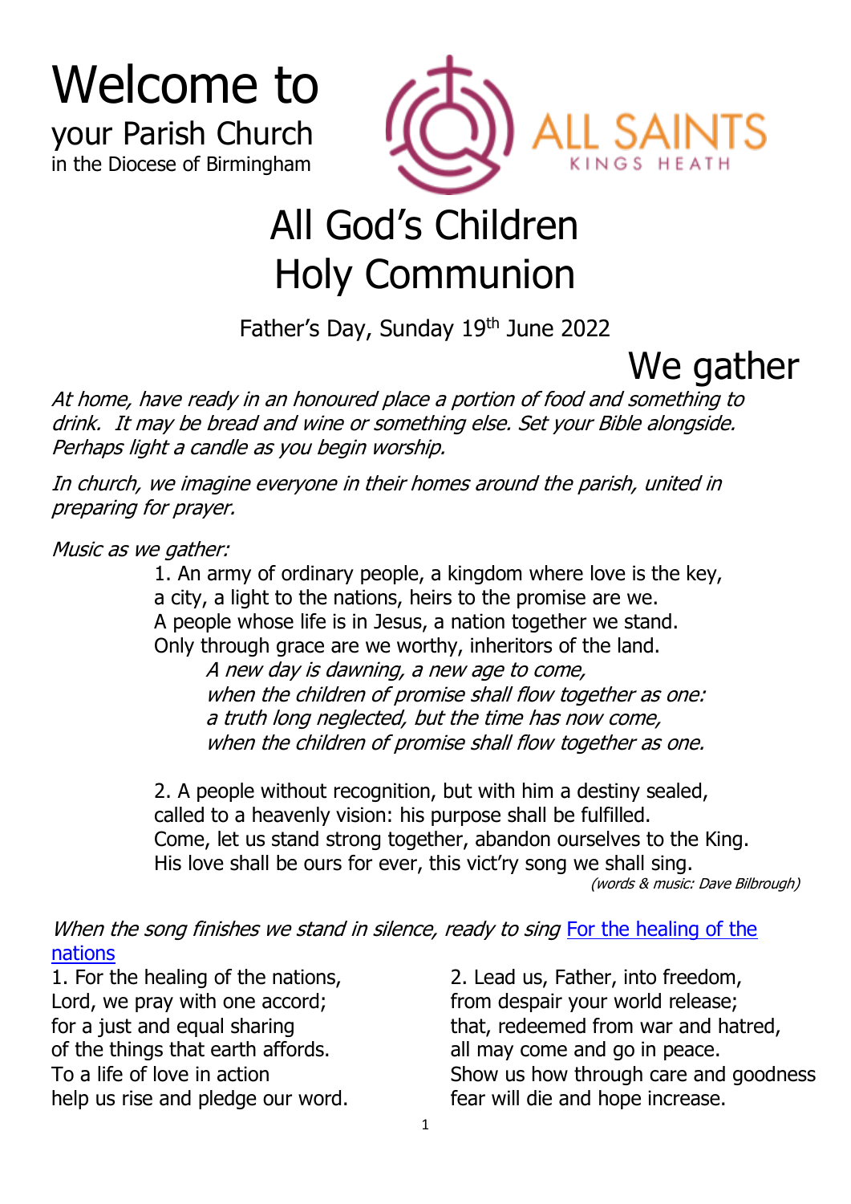# Welcome to

your Parish Church
in the Diocese of Birmingham

ALL SAINTS
KINGS HEATH

# All God's Children
# Holy Communion

Father's Day, Sunday 19th June 2022

## We gather

*At home, have ready in an honoured place a portion of food and something to drink. It may be bread and wine or something else. Set your Bible alongside. Perhaps light a candle as you begin worship.*

*In church, we imagine everyone in their homes around the parish, united in preparing for prayer.*

*Music as we gather:*

1. An army of ordinary people, a kingdom where love is the key,
a city, a light to the nations, heirs to the promise are we.
A people whose life is in Jesus, a nation together we stand.
Only through grace are we worthy, inheritors of the land.

*A new day is dawning, a new age to come,*
*when the children of promise shall flow together as one:*
*a truth long neglected, but the time has now come,*
*when the children of promise shall flow together as one.*

2. A people without recognition, but with him a destiny sealed,
called to a heavenly vision: his purpose shall be fulfilled.
Come, let us stand strong together, abandon ourselves to the King.
His love shall be ours for ever, this vict'ry song we shall sing.

*(words & music: Dave Bilbrough)*

*When the song finishes we stand in silence, ready to sing* [For the healing of the nations]

1. For the healing of the nations,
Lord, we pray with one accord;
for a just and equal sharing
of the things that earth affords.
To a life of love in action
help us rise and pledge our word.

2. Lead us, Father, into freedom,
from despair your world release;
that, redeemed from war and hatred,
all may come and go in peace.
Show us how through care and goodness
fear will die and hope increase.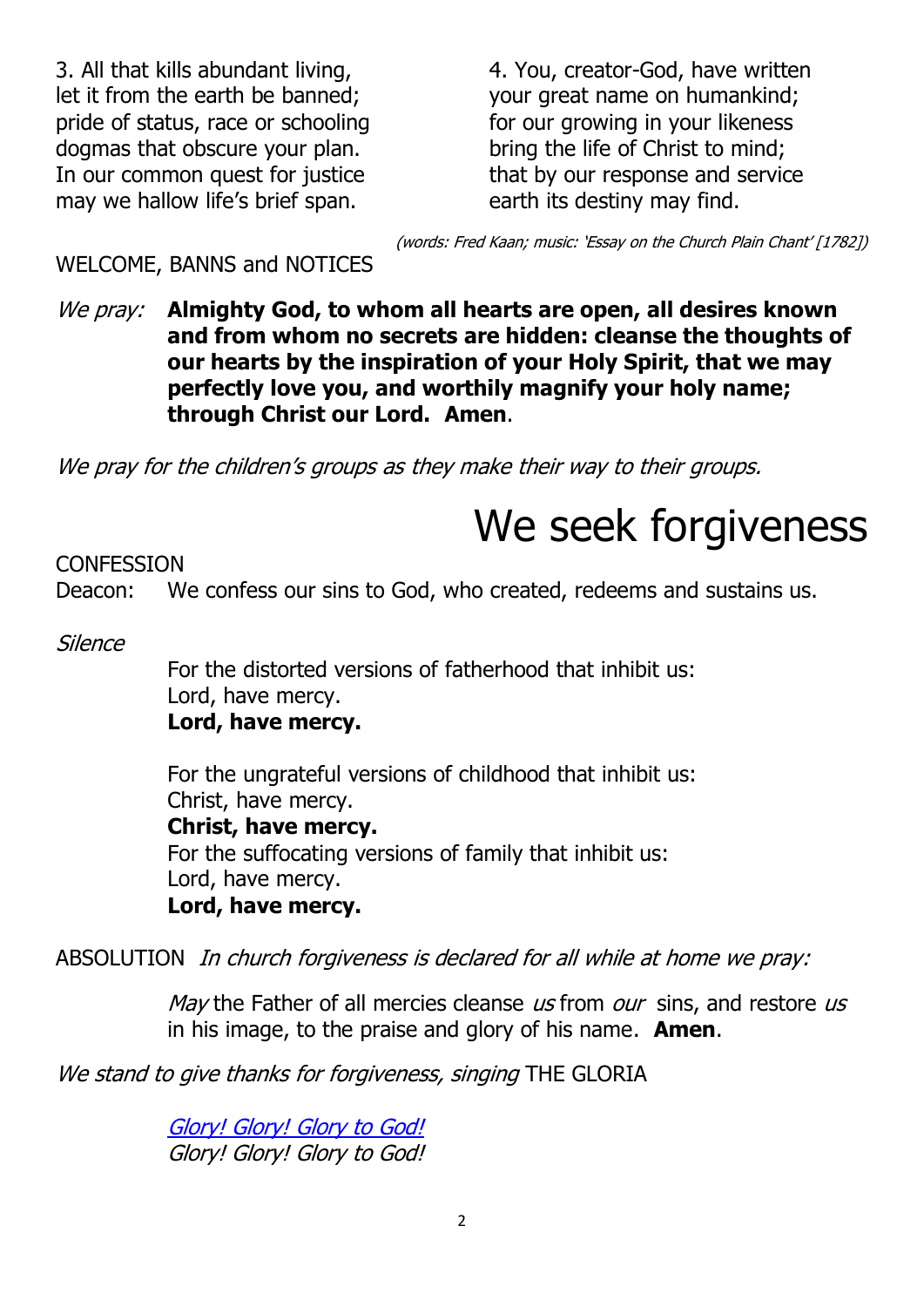3. All that kills abundant living,
let it from the earth be banned;
pride of status, race or schooling
dogmas that obscure your plan.
In our common quest for justice
may we hallow life's brief span.

4. You, creator-God, have written
your great name on humankind;
for our growing in your likeness
bring the life of Christ to mind;
that by our response and service
earth its destiny may find.

*(words: Fred Kaan; music: 'Essay on the Church Plain Chant' [1782])*

WELCOME, BANNS and NOTICES

*We pray:* **Almighty God, to whom all hearts are open, all desires known and from whom no secrets are hidden: cleanse the thoughts of our hearts by the inspiration of your Holy Spirit, that we may perfectly love you, and worthily magnify your holy name; through Christ our Lord. Amen**.

*We pray for the children's groups as they make their way to their groups.*

# We seek forgiveness

CONFESSION

Deacon: We confess our sins to God, who created, redeems and sustains us.

*Silence*

For the distorted versions of fatherhood that inhibit us:
Lord, have mercy.
**Lord, have mercy.**

For the ungrateful versions of childhood that inhibit us:
Christ, have mercy.
**Christ, have mercy.**

For the suffocating versions of family that inhibit us:
Lord, have mercy.
**Lord, have mercy.**

ABSOLUTION *In church forgiveness is declared for all while at home we pray:*

*May* the Father of all mercies cleanse *us* from *our* sins, and restore *us* in his image, to the praise and glory of his name. **Amen**.

*We stand to give thanks for forgiveness, singing* THE GLORIA

*Glory! Glory! Glory to God!*
*Glory! Glory! Glory to God!*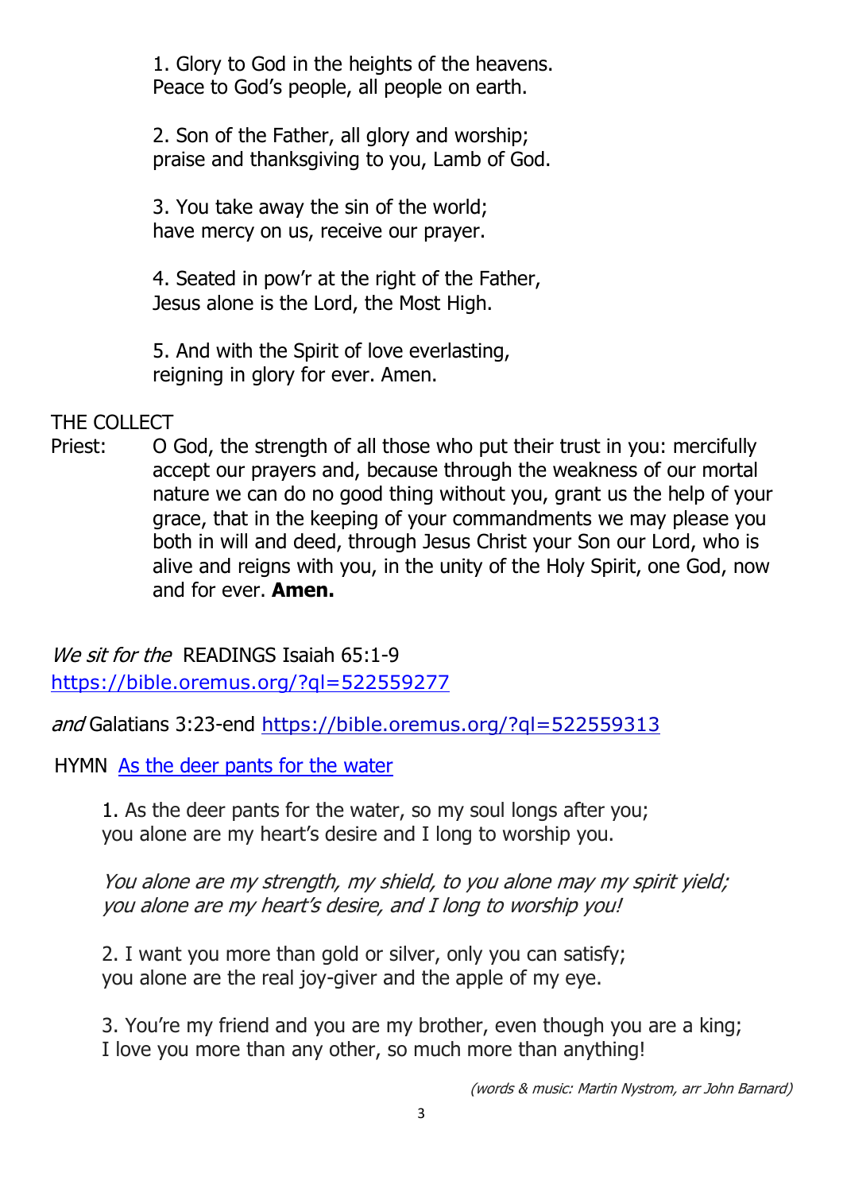1. Glory to God in the heights of the heavens.
Peace to God's people, all people on earth.

2. Son of the Father, all glory and worship;
praise and thanksgiving to you, Lamb of God.

3. You take away the sin of the world;
have mercy on us, receive our prayer.

4. Seated in pow'r at the right of the Father,
Jesus alone is the Lord, the Most High.

5. And with the Spirit of love everlasting,
reigning in glory for ever. Amen.

THE COLLECT

Priest: O God, the strength of all those who put their trust in you: mercifully accept our prayers and, because through the weakness of our mortal nature we can do no good thing without you, grant us the help of your grace, that in the keeping of your commandments we may please you both in will and deed, through Jesus Christ your Son our Lord, who is alive and reigns with you, in the unity of the Holy Spirit, one God, now and for ever. **Amen.**

*We sit for the* READINGS Isaiah 65:1-9
https://bible.oremus.org/?ql=522559277

*and* Galatians 3:23-end https://bible.oremus.org/?ql=522559313

HYMN As the deer pants for the water

1. As the deer pants for the water, so my soul longs after you;
you alone are my heart's desire and I long to worship you.

*You alone are my strength, my shield, to you alone may my spirit yield;*
*you alone are my heart's desire, and I long to worship you!*

2. I want you more than gold or silver, only you can satisfy;
you alone are the real joy-giver and the apple of my eye.

3. You're my friend and you are my brother, even though you are a king;
I love you more than any other, so much more than anything!

*(words & music: Martin Nystrom, arr John Barnard)*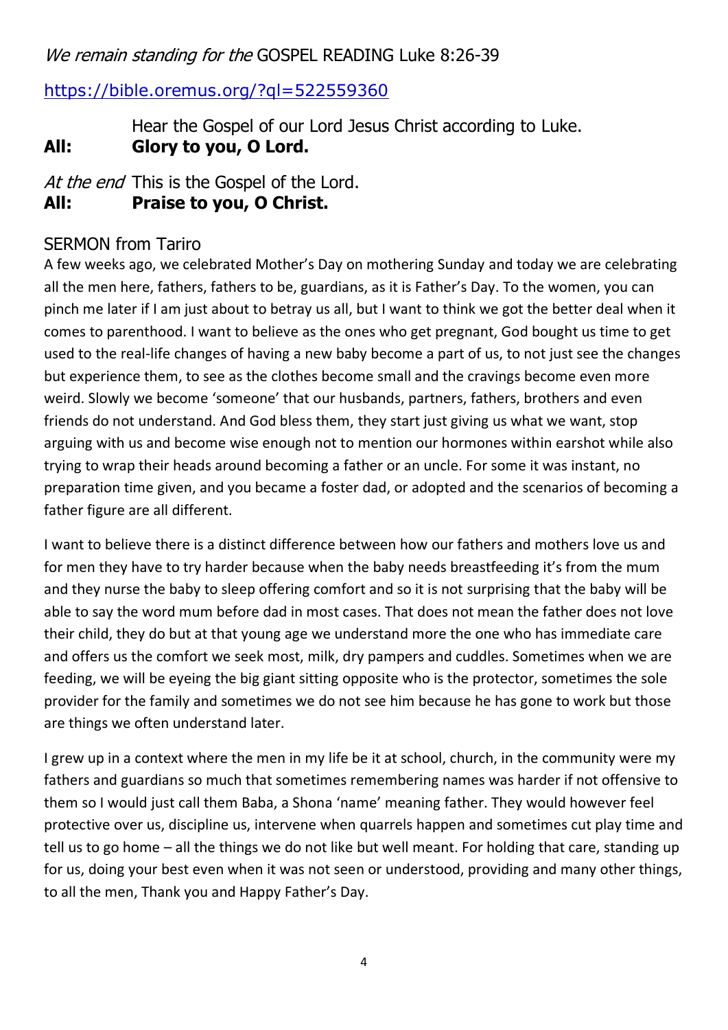*We remain standing for the* GOSPEL READING Luke 8:26-39

https://bible.oremus.org/?ql=522559360

Hear the Gospel of our Lord Jesus Christ according to Luke.
**All: Glory to you, O Lord.**

*At the end* This is the Gospel of the Lord.
**All: Praise to you, O Christ.**

## SERMON from Tariro

A few weeks ago, we celebrated Mother's Day on mothering Sunday and today we are celebrating all the men here, fathers, fathers to be, guardians, as it is Father's Day. To the women, you can pinch me later if I am just about to betray us all, but I want to think we got the better deal when it comes to parenthood. I want to believe as the ones who get pregnant, God bought us time to get used to the real-life changes of having a new baby become a part of us, to not just see the changes but experience them, to see as the clothes become small and the cravings become even more weird. Slowly we become 'someone' that our husbands, partners, fathers, brothers and even friends do not understand. And God bless them, they start just giving us what we want, stop arguing with us and become wise enough not to mention our hormones within earshot while also trying to wrap their heads around becoming a father or an uncle. For some it was instant, no preparation time given, and you became a foster dad, or adopted and the scenarios of becoming a father figure are all different.

I want to believe there is a distinct difference between how our fathers and mothers love us and for men they have to try harder because when the baby needs breastfeeding it's from the mum and they nurse the baby to sleep offering comfort and so it is not surprising that the baby will be able to say the word mum before dad in most cases. That does not mean the father does not love their child, they do but at that young age we understand more the one who has immediate care and offers us the comfort we seek most, milk, dry pampers and cuddles. Sometimes when we are feeding, we will be eyeing the big giant sitting opposite who is the protector, sometimes the sole provider for the family and sometimes we do not see him because he has gone to work but those are things we often understand later.

I grew up in a context where the men in my life be it at school, church, in the community were my fathers and guardians so much that sometimes remembering names was harder if not offensive to them so I would just call them Baba, a Shona 'name' meaning father. They would however feel protective over us, discipline us, intervene when quarrels happen and sometimes cut play time and tell us to go home – all the things we do not like but well meant. For holding that care, standing up for us, doing your best even when it was not seen or understood, providing and many other things, to all the men, Thank you and Happy Father's Day.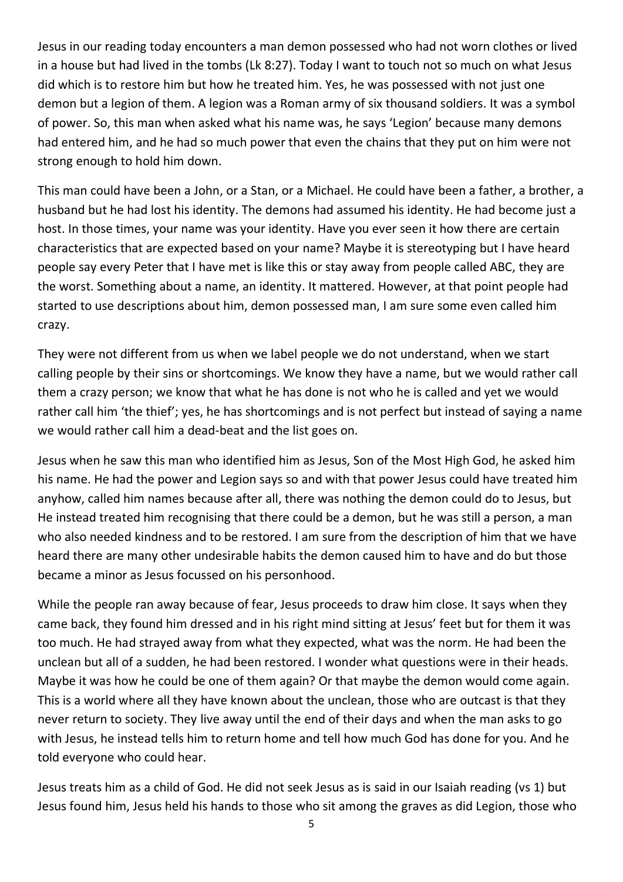Jesus in our reading today encounters a man demon possessed who had not worn clothes or lived in a house but had lived in the tombs (Lk 8:27). Today I want to touch not so much on what Jesus did which is to restore him but how he treated him. Yes, he was possessed with not just one demon but a legion of them. A legion was a Roman army of six thousand soldiers. It was a symbol of power. So, this man when asked what his name was, he says 'Legion' because many demons had entered him, and he had so much power that even the chains that they put on him were not strong enough to hold him down.

This man could have been a John, or a Stan, or a Michael. He could have been a father, a brother, a husband but he had lost his identity. The demons had assumed his identity. He had become just a host. In those times, your name was your identity. Have you ever seen it how there are certain characteristics that are expected based on your name? Maybe it is stereotyping but I have heard people say every Peter that I have met is like this or stay away from people called ABC, they are the worst. Something about a name, an identity. It mattered. However, at that point people had started to use descriptions about him, demon possessed man, I am sure some even called him crazy.

They were not different from us when we label people we do not understand, when we start calling people by their sins or shortcomings. We know they have a name, but we would rather call them a crazy person; we know that what he has done is not who he is called and yet we would rather call him 'the thief'; yes, he has shortcomings and is not perfect but instead of saying a name we would rather call him a dead-beat and the list goes on.

Jesus when he saw this man who identified him as Jesus, Son of the Most High God, he asked him his name. He had the power and Legion says so and with that power Jesus could have treated him anyhow, called him names because after all, there was nothing the demon could do to Jesus, but He instead treated him recognising that there could be a demon, but he was still a person, a man who also needed kindness and to be restored. I am sure from the description of him that we have heard there are many other undesirable habits the demon caused him to have and do but those became a minor as Jesus focussed on his personhood.

While the people ran away because of fear, Jesus proceeds to draw him close. It says when they came back, they found him dressed and in his right mind sitting at Jesus' feet but for them it was too much. He had strayed away from what they expected, what was the norm. He had been the unclean but all of a sudden, he had been restored. I wonder what questions were in their heads. Maybe it was how he could be one of them again? Or that maybe the demon would come again. This is a world where all they have known about the unclean, those who are outcast is that they never return to society. They live away until the end of their days and when the man asks to go with Jesus, he instead tells him to return home and tell how much God has done for you. And he told everyone who could hear.

Jesus treats him as a child of God. He did not seek Jesus as is said in our Isaiah reading (vs 1) but Jesus found him, Jesus held his hands to those who sit among the graves as did Legion, those who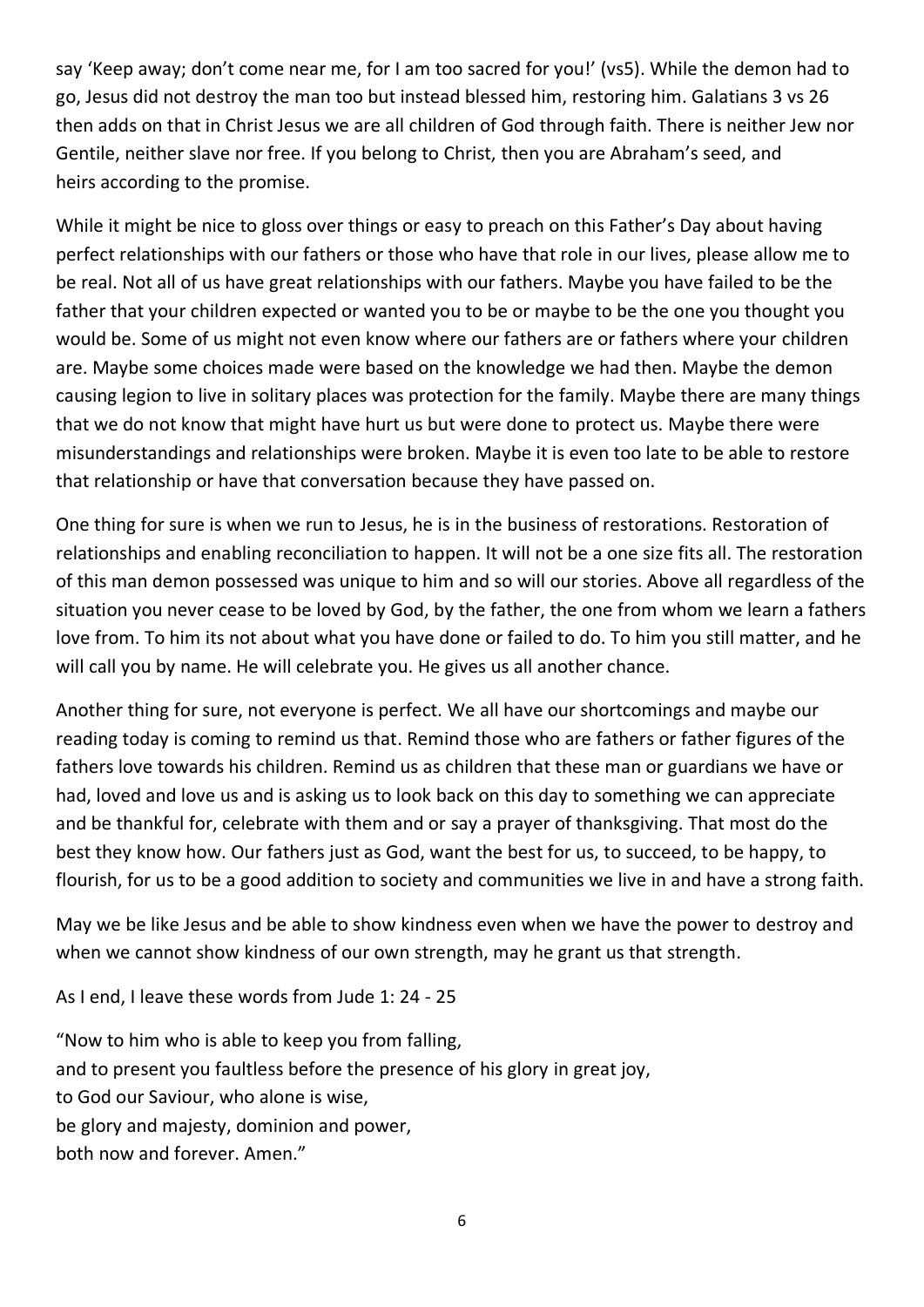say 'Keep away; don't come near me, for I am too sacred for you!' (vs5). While the demon had to go, Jesus did not destroy the man too but instead blessed him, restoring him. Galatians 3 vs 26 then adds on that in Christ Jesus we are all children of God through faith. There is neither Jew nor Gentile, neither slave nor free. If you belong to Christ, then you are Abraham's seed, and heirs according to the promise.

While it might be nice to gloss over things or easy to preach on this Father's Day about having perfect relationships with our fathers or those who have that role in our lives, please allow me to be real. Not all of us have great relationships with our fathers. Maybe you have failed to be the father that your children expected or wanted you to be or maybe to be the one you thought you would be. Some of us might not even know where our fathers are or fathers where your children are. Maybe some choices made were based on the knowledge we had then. Maybe the demon causing legion to live in solitary places was protection for the family. Maybe there are many things that we do not know that might have hurt us but were done to protect us. Maybe there were misunderstandings and relationships were broken. Maybe it is even too late to be able to restore that relationship or have that conversation because they have passed on.

One thing for sure is when we run to Jesus, he is in the business of restorations. Restoration of relationships and enabling reconciliation to happen. It will not be a one size fits all. The restoration of this man demon possessed was unique to him and so will our stories. Above all regardless of the situation you never cease to be loved by God, by the father, the one from whom we learn a fathers love from. To him its not about what you have done or failed to do. To him you still matter, and he will call you by name. He will celebrate you. He gives us all another chance.

Another thing for sure, not everyone is perfect. We all have our shortcomings and maybe our reading today is coming to remind us that. Remind those who are fathers or father figures of the fathers love towards his children. Remind us as children that these man or guardians we have or had, loved and love us and is asking us to look back on this day to something we can appreciate and be thankful for, celebrate with them and or say a prayer of thanksgiving. That most do the best they know how. Our fathers just as God, want the best for us, to succeed, to be happy, to flourish, for us to be a good addition to society and communities we live in and have a strong faith.

May we be like Jesus and be able to show kindness even when we have the power to destroy and when we cannot show kindness of our own strength, may he grant us that strength.

As I end, I leave these words from Jude 1: 24 - 25

"Now to him who is able to keep you from falling,
and to present you faultless before the presence of his glory in great joy,
to God our Saviour, who alone is wise,
be glory and majesty, dominion and power,
both now and forever. Amen."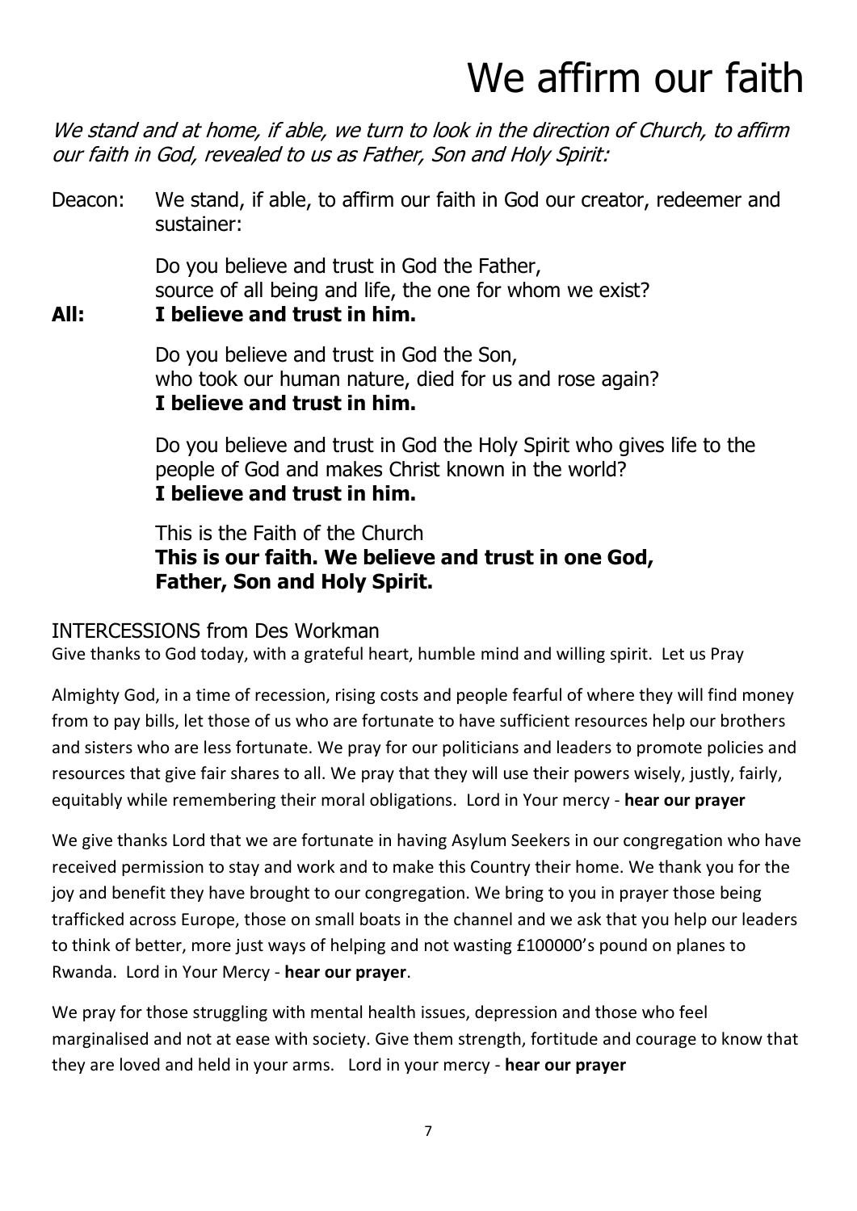# We affirm our faith

*We stand and at home, if able, we turn to look in the direction of Church, to affirm our faith in God, revealed to us as Father, Son and Holy Spirit:*

Deacon: We stand, if able, to affirm our faith in God our creator, redeemer and sustainer:

Do you believe and trust in God the Father,
source of all being and life, the one for whom we exist?

**All: I believe and trust in him.**

Do you believe and trust in God the Son,
who took our human nature, died for us and rose again?
**I believe and trust in him.**

Do you believe and trust in God the Holy Spirit who gives life to the people of God and makes Christ known in the world?
**I believe and trust in him.**

This is the Faith of the Church
**This is our faith. We believe and trust in one God, Father, Son and Holy Spirit.**

## INTERCESSIONS from Des Workman

Give thanks to God today, with a grateful heart, humble mind and willing spirit. Let us Pray

Almighty God, in a time of recession, rising costs and people fearful of where they will find money from to pay bills, let those of us who are fortunate to have sufficient resources help our brothers and sisters who are less fortunate. We pray for our politicians and leaders to promote policies and resources that give fair shares to all. We pray that they will use their powers wisely, justly, fairly, equitably while remembering their moral obligations. Lord in Your mercy - **hear our prayer**

We give thanks Lord that we are fortunate in having Asylum Seekers in our congregation who have received permission to stay and work and to make this Country their home. We thank you for the joy and benefit they have brought to our congregation. We bring to you in prayer those being trafficked across Europe, those on small boats in the channel and we ask that you help our leaders to think of better, more just ways of helping and not wasting £100000's pound on planes to Rwanda. Lord in Your Mercy - **hear our prayer**.

We pray for those struggling with mental health issues, depression and those who feel marginalised and not at ease with society. Give them strength, fortitude and courage to know that they are loved and held in your arms. Lord in your mercy - **hear our prayer**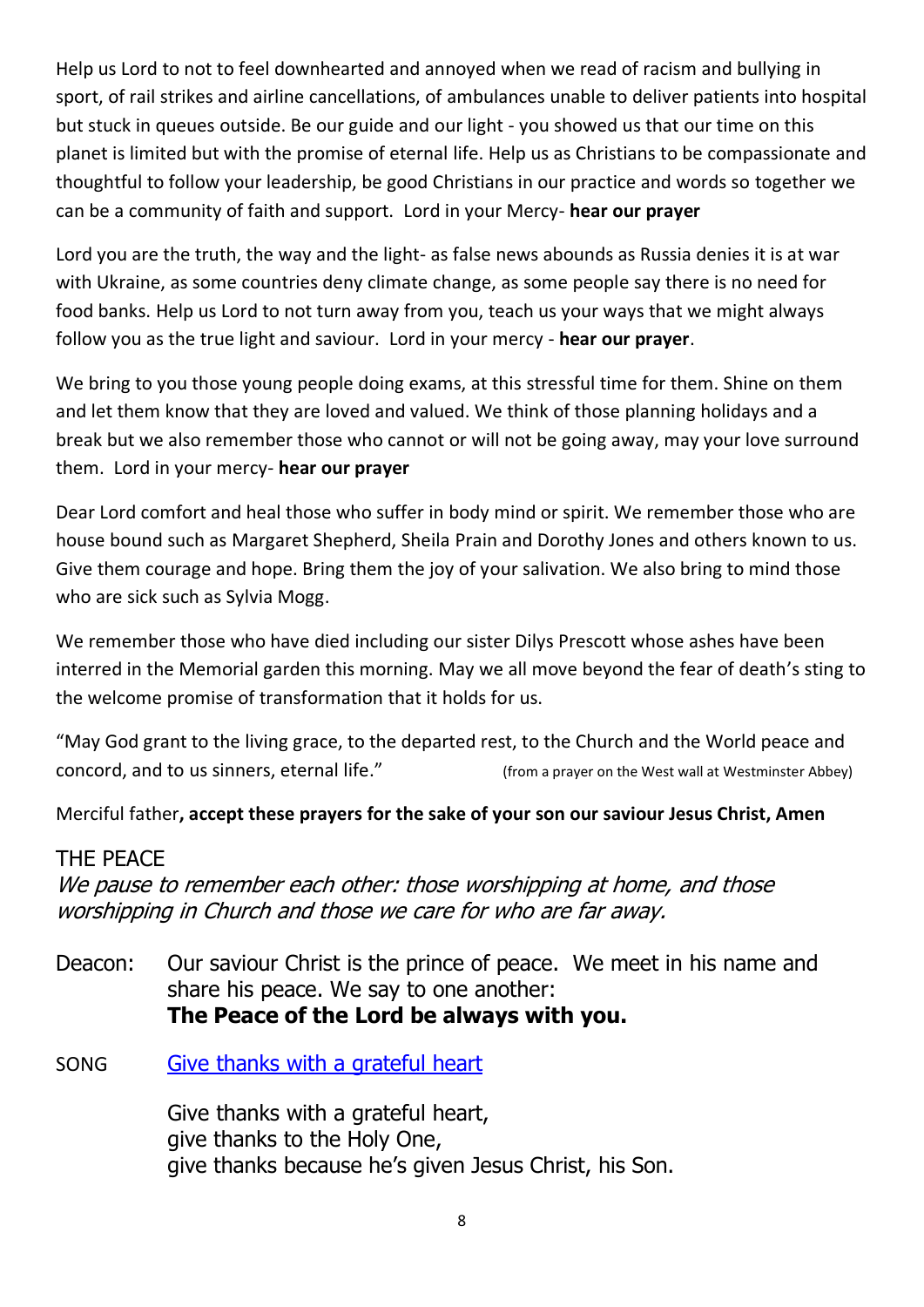Help us Lord to not to feel downhearted and annoyed when we read of racism and bullying in sport, of rail strikes and airline cancellations, of ambulances unable to deliver patients into hospital but stuck in queues outside. Be our guide and our light - you showed us that our time on this planet is limited but with the promise of eternal life. Help us as Christians to be compassionate and thoughtful to follow your leadership, be good Christians in our practice and words so together we can be a community of faith and support. Lord in your Mercy- **hear our prayer**

Lord you are the truth, the way and the light- as false news abounds as Russia denies it is at war with Ukraine, as some countries deny climate change, as some people say there is no need for food banks. Help us Lord to not turn away from you, teach us your ways that we might always follow you as the true light and saviour. Lord in your mercy - **hear our prayer**.

We bring to you those young people doing exams, at this stressful time for them. Shine on them and let them know that they are loved and valued. We think of those planning holidays and a break but we also remember those who cannot or will not be going away, may your love surround them. Lord in your mercy- **hear our prayer**

Dear Lord comfort and heal those who suffer in body mind or spirit. We remember those who are house bound such as Margaret Shepherd, Sheila Prain and Dorothy Jones and others known to us. Give them courage and hope. Bring them the joy of your salivation. We also bring to mind those who are sick such as Sylvia Mogg.

We remember those who have died including our sister Dilys Prescott whose ashes have been interred in the Memorial garden this morning. May we all move beyond the fear of death's sting to the welcome promise of transformation that it holds for us.

"May God grant to the living grace, to the departed rest, to the Church and the World peace and concord, and to us sinners, eternal life." (from a prayer on the West wall at Westminster Abbey)

Merciful father**, accept these prayers for the sake of your son our saviour Jesus Christ, Amen**

## THE PEACE

*We pause to remember each other: those worshipping at home, and those worshipping in Church and those we care for who are far away.*

Deacon: Our saviour Christ is the prince of peace. We meet in his name and share his peace. We say to one another:
**The Peace of the Lord be always with you.**

SONG [Give thanks with a grateful heart]

Give thanks with a grateful heart,
give thanks to the Holy One,
give thanks because he's given Jesus Christ, his Son.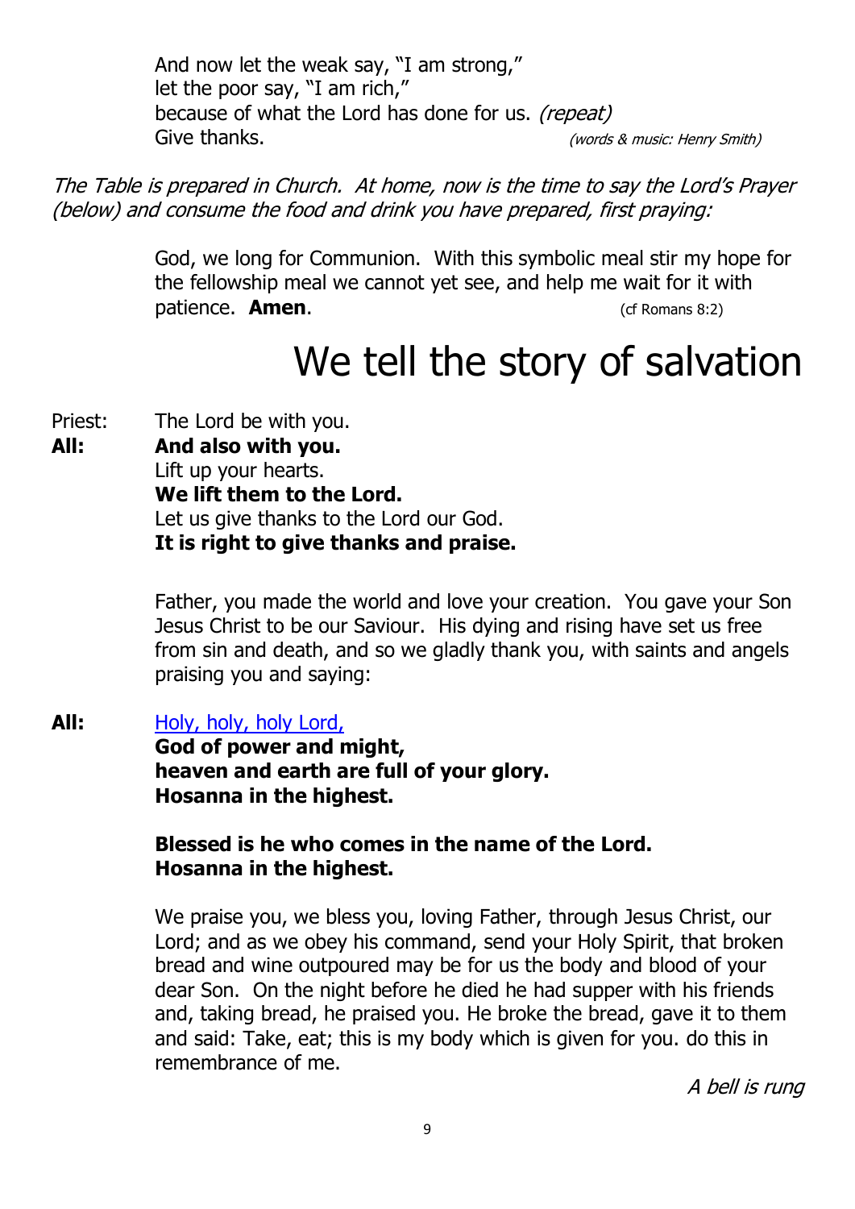And now let the weak say, "I am strong,"
let the poor say, "I am rich,"
because of what the Lord has done for us. *(repeat)*
Give thanks. *(words & music: Henry Smith)*

*The Table is prepared in Church. At home, now is the time to say the Lord's Prayer (below) and consume the food and drink you have prepared, first praying:*

God, we long for Communion. With this symbolic meal stir my hope for the fellowship meal we cannot yet see, and help me wait for it with patience. **Amen**. (cf Romans 8:2)

# We tell the story of salvation

Priest: The Lord be with you.
**All: And also with you.**
Lift up your hearts.
**We lift them to the Lord.**
Let us give thanks to the Lord our God.
**It is right to give thanks and praise.**

Father, you made the world and love your creation. You gave your Son Jesus Christ to be our Saviour. His dying and rising have set us free from sin and death, and so we gladly thank you, with saints and angels praising you and saying:

**All:** Holy, holy, holy Lord,
**God of power and might,**
**heaven and earth are full of your glory.**
**Hosanna in the highest.**

**Blessed is he who comes in the name of the Lord.**
**Hosanna in the highest.**

We praise you, we bless you, loving Father, through Jesus Christ, our Lord; and as we obey his command, send your Holy Spirit, that broken bread and wine outpoured may be for us the body and blood of your dear Son. On the night before he died he had supper with his friends and, taking bread, he praised you. He broke the bread, gave it to them and said: Take, eat; this is my body which is given for you. do this in remembrance of me.

*A bell is rung*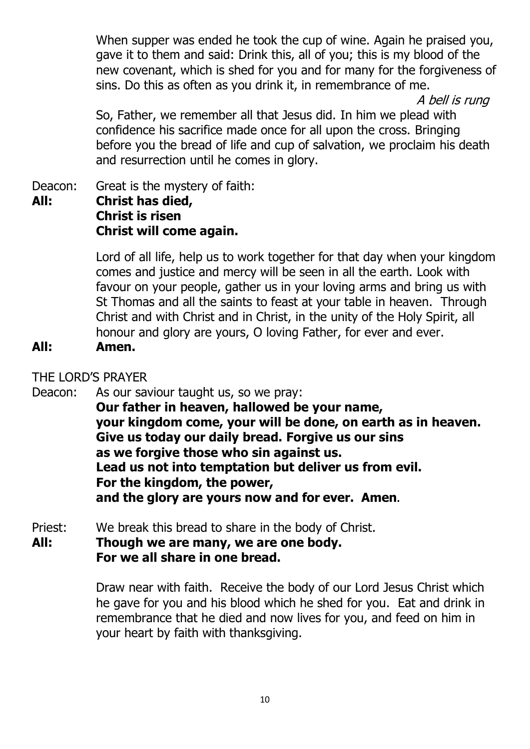When supper was ended he took the cup of wine. Again he praised you, gave it to them and said: Drink this, all of you; this is my blood of the new covenant, which is shed for you and for many for the forgiveness of sins. Do this as often as you drink it, in remembrance of me.

*A bell is rung*

So, Father, we remember all that Jesus did. In him we plead with confidence his sacrifice made once for all upon the cross. Bringing before you the bread of life and cup of salvation, we proclaim his death and resurrection until he comes in glory.

Deacon: Great is the mystery of faith:
**All: Christ has died,
Christ is risen
Christ will come again.**

Lord of all life, help us to work together for that day when your kingdom comes and justice and mercy will be seen in all the earth. Look with favour on your people, gather us in your loving arms and bring us with St Thomas and all the saints to feast at your table in heaven. Through Christ and with Christ and in Christ, in the unity of the Holy Spirit, all honour and glory are yours, O loving Father, for ever and ever.
**All: Amen.**

THE LORD'S PRAYER

Deacon: As our saviour taught us, so we pray:
**Our father in heaven, hallowed be your name,
your kingdom come, your will be done, on earth as in heaven.
Give us today our daily bread. Forgive us our sins
as we forgive those who sin against us.
Lead us not into temptation but deliver us from evil.
For the kingdom, the power,
and the glory are yours now and for ever. Amen**.

Priest: We break this bread to share in the body of Christ.
**All: Though we are many, we are one body.
For we all share in one bread.**

Draw near with faith. Receive the body of our Lord Jesus Christ which he gave for you and his blood which he shed for you. Eat and drink in remembrance that he died and now lives for you, and feed on him in your heart by faith with thanksgiving.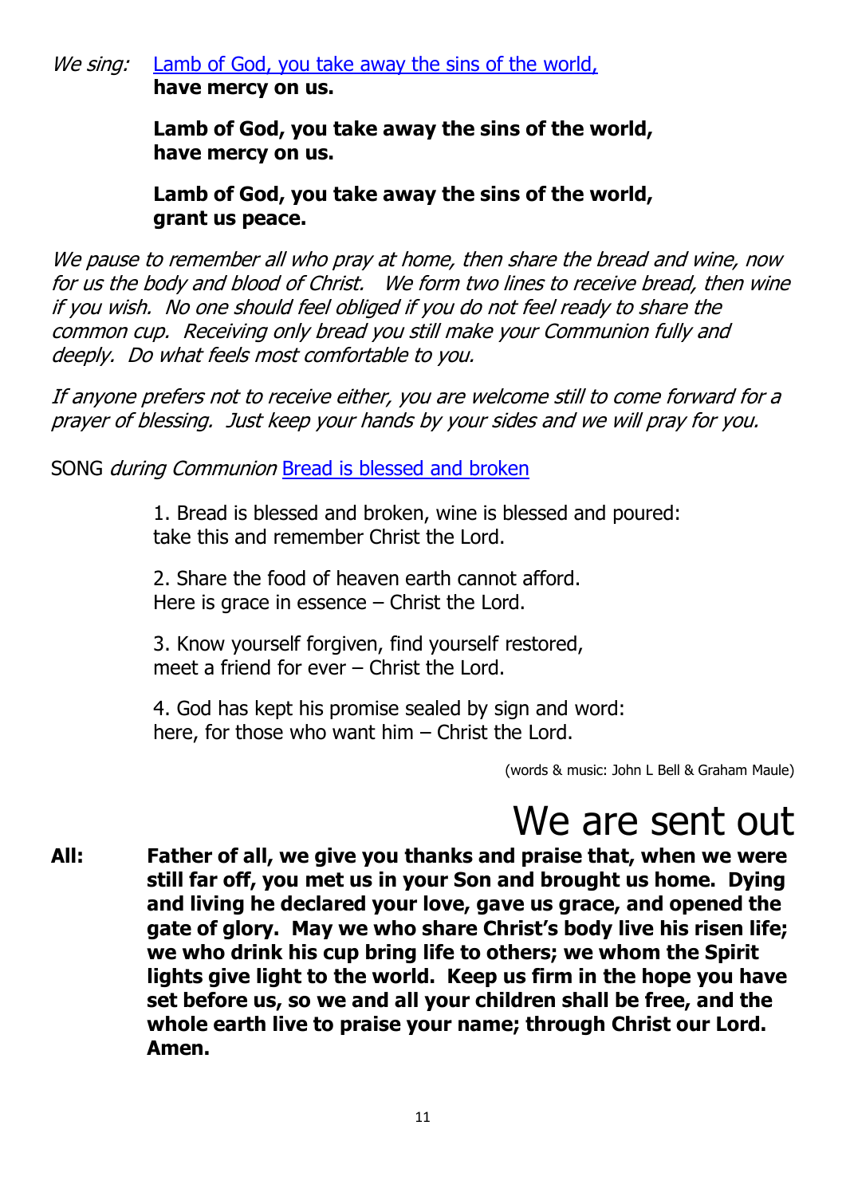*We sing:* Lamb of God, you take away the sins of the world,
**have mercy on us.**

**Lamb of God, you take away the sins of the world,
have mercy on us.**

**Lamb of God, you take away the sins of the world,
grant us peace.**

*We pause to remember all who pray at home, then share the bread and wine, now for us the body and blood of Christ. We form two lines to receive bread, then wine if you wish. No one should feel obliged if you do not feel ready to share the common cup. Receiving only bread you still make your Communion fully and deeply. Do what feels most comfortable to you.*

*If anyone prefers not to receive either, you are welcome still to come forward for a prayer of blessing. Just keep your hands by your sides and we will pray for you.*

SONG *during Communion* Bread is blessed and broken

1. Bread is blessed and broken, wine is blessed and poured:
take this and remember Christ the Lord.

2. Share the food of heaven earth cannot afford.
Here is grace in essence – Christ the Lord.

3. Know yourself forgiven, find yourself restored,
meet a friend for ever – Christ the Lord.

4. God has kept his promise sealed by sign and word:
here, for those who want him – Christ the Lord.

(words & music: John L Bell & Graham Maule)

# We are sent out

**All:** **Father of all, we give you thanks and praise that, when we were still far off, you met us in your Son and brought us home. Dying and living he declared your love, gave us grace, and opened the gate of glory. May we who share Christ's body live his risen life; we who drink his cup bring life to others; we whom the Spirit lights give light to the world. Keep us firm in the hope you have set before us, so we and all your children shall be free, and the whole earth live to praise your name; through Christ our Lord. Amen.**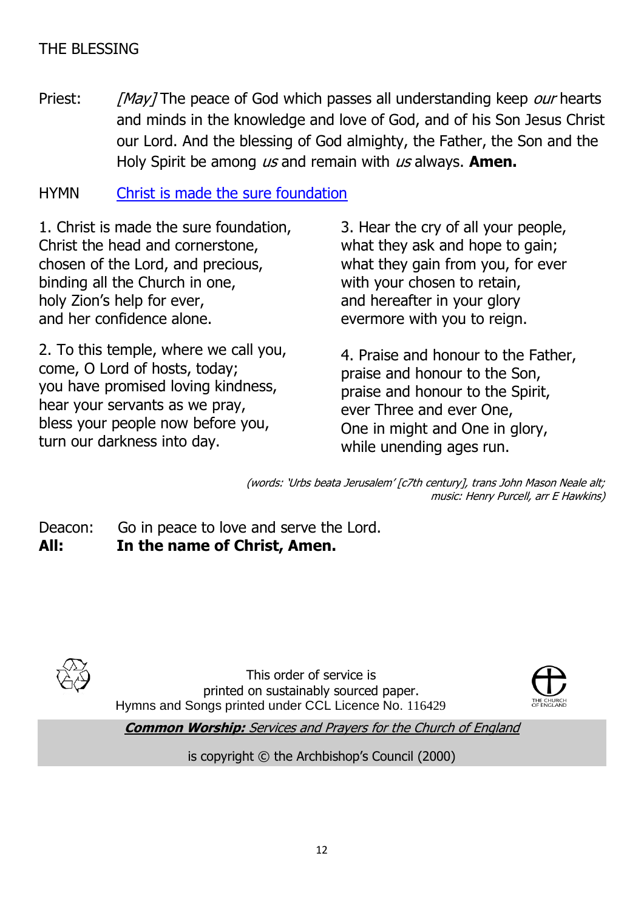## THE BLESSING

Priest: *[May]* The peace of God which passes all understanding keep *our* hearts and minds in the knowledge and love of God, and of his Son Jesus Christ our Lord. And the blessing of God almighty, the Father, the Son and the Holy Spirit be among *us* and remain with *us* always. **Amen.**

HYMN Christ is made the sure foundation

1. Christ is made the sure foundation,
Christ the head and cornerstone,
chosen of the Lord, and precious,
binding all the Church in one,
holy Zion's help for ever,
and her confidence alone.

2. To this temple, where we call you,
come, O Lord of hosts, today;
you have promised loving kindness,
hear your servants as we pray,
bless your people now before you,
turn our darkness into day.

3. Hear the cry of all your people,
what they ask and hope to gain;
what they gain from you, for ever
with your chosen to retain,
and hereafter in your glory
evermore with you to reign.

4. Praise and honour to the Father,
praise and honour to the Son,
praise and honour to the Spirit,
ever Three and ever One,
One in might and One in glory,
while unending ages run.

*(words: 'Urbs beata Jerusalem' [c7th century], trans John Mason Neale alt; music: Henry Purcell, arr E Hawkins)*

Deacon: Go in peace to love and serve the Lord.
**All: In the name of Christ, Amen.**

This order of service is printed on sustainably sourced paper.
Hymns and Songs printed under CCL Licence No. 116429

***Common Worship:*** *Services and Prayers for the Church of England* is copyright © the Archbishop's Council (2000)